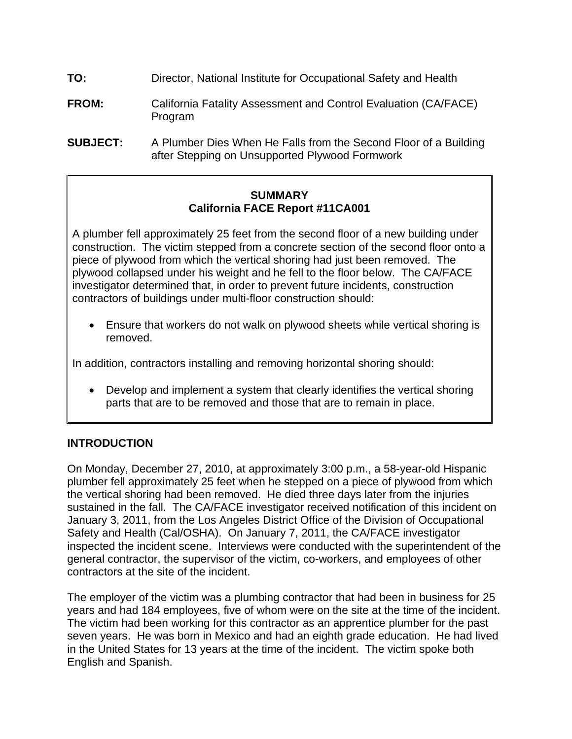**TO:** Director, National Institute for Occupational Safety and Health

**FROM:** California Fatality Assessment and Control Evaluation (CA/FACE) Program

**SUBJECT:** A Plumber Dies When He Falls from the Second Floor of a Building after Stepping on Unsupported Plywood Formwork

## SUMMARY
## California FACE Report #11CA001

A plumber fell approximately 25 feet from the second floor of a new building under construction. The victim stepped from a concrete section of the second floor onto a piece of plywood from which the vertical shoring had just been removed. The plywood collapsed under his weight and he fell to the floor below. The CA/FACE investigator determined that, in order to prevent future incidents, construction contractors of buildings under multi-floor construction should:

- Ensure that workers do not walk on plywood sheets while vertical shoring is removed.

In addition, contractors installing and removing horizontal shoring should:

- Develop and implement a system that clearly identifies the vertical shoring parts that are to be removed and those that are to remain in place.

## INTRODUCTION

On Monday, December 27, 2010, at approximately 3:00 p.m., a 58-year-old Hispanic plumber fell approximately 25 feet when he stepped on a piece of plywood from which the vertical shoring had been removed. He died three days later from the injuries sustained in the fall. The CA/FACE investigator received notification of this incident on January 3, 2011, from the Los Angeles District Office of the Division of Occupational Safety and Health (Cal/OSHA). On January 7, 2011, the CA/FACE investigator inspected the incident scene. Interviews were conducted with the superintendent of the general contractor, the supervisor of the victim, co-workers, and employees of other contractors at the site of the incident.

The employer of the victim was a plumbing contractor that had been in business for 25 years and had 184 employees, five of whom were on the site at the time of the incident. The victim had been working for this contractor as an apprentice plumber for the past seven years. He was born in Mexico and had an eighth grade education. He had lived in the United States for 13 years at the time of the incident. The victim spoke both English and Spanish.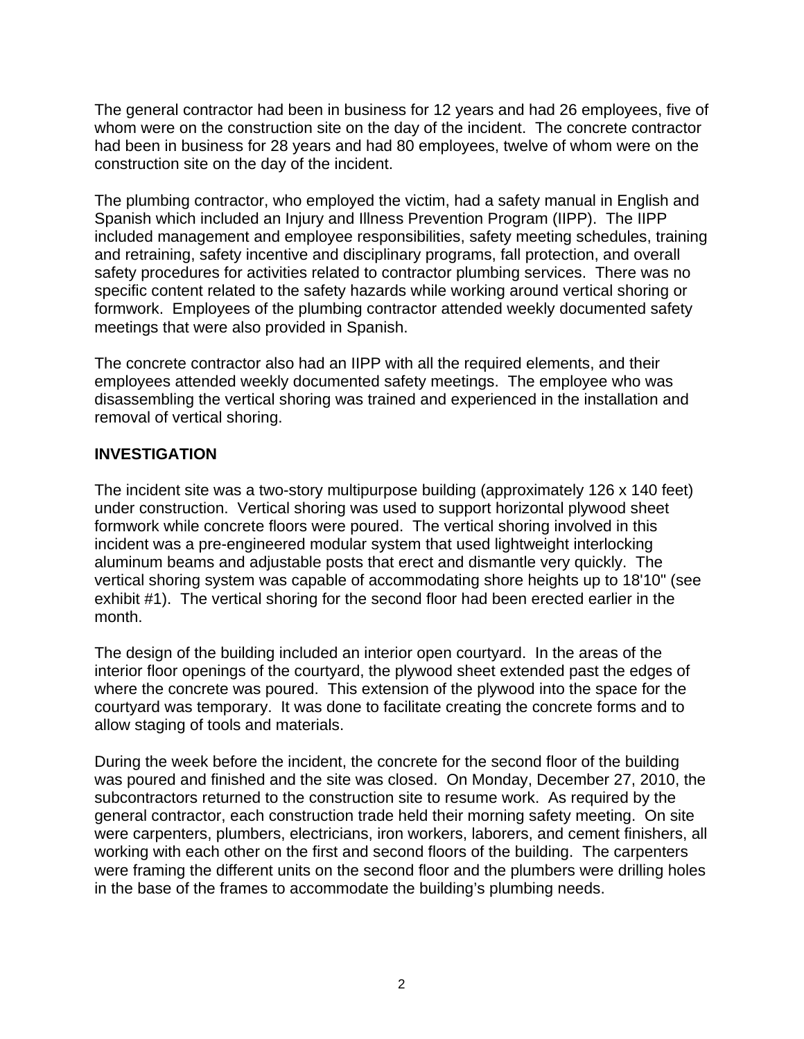The general contractor had been in business for 12 years and had 26 employees, five of whom were on the construction site on the day of the incident. The concrete contractor had been in business for 28 years and had 80 employees, twelve of whom were on the construction site on the day of the incident.

The plumbing contractor, who employed the victim, had a safety manual in English and Spanish which included an Injury and Illness Prevention Program (IIPP). The IIPP included management and employee responsibilities, safety meeting schedules, training and retraining, safety incentive and disciplinary programs, fall protection, and overall safety procedures for activities related to contractor plumbing services. There was no specific content related to the safety hazards while working around vertical shoring or formwork. Employees of the plumbing contractor attended weekly documented safety meetings that were also provided in Spanish.

The concrete contractor also had an IIPP with all the required elements, and their employees attended weekly documented safety meetings. The employee who was disassembling the vertical shoring was trained and experienced in the installation and removal of vertical shoring.

## INVESTIGATION

The incident site was a two-story multipurpose building (approximately 126 x 140 feet) under construction. Vertical shoring was used to support horizontal plywood sheet formwork while concrete floors were poured. The vertical shoring involved in this incident was a pre-engineered modular system that used lightweight interlocking aluminum beams and adjustable posts that erect and dismantle very quickly. The vertical shoring system was capable of accommodating shore heights up to 18'10" (see exhibit #1). The vertical shoring for the second floor had been erected earlier in the month.

The design of the building included an interior open courtyard. In the areas of the interior floor openings of the courtyard, the plywood sheet extended past the edges of where the concrete was poured. This extension of the plywood into the space for the courtyard was temporary. It was done to facilitate creating the concrete forms and to allow staging of tools and materials.

During the week before the incident, the concrete for the second floor of the building was poured and finished and the site was closed. On Monday, December 27, 2010, the subcontractors returned to the construction site to resume work. As required by the general contractor, each construction trade held their morning safety meeting. On site were carpenters, plumbers, electricians, iron workers, laborers, and cement finishers, all working with each other on the first and second floors of the building. The carpenters were framing the different units on the second floor and the plumbers were drilling holes in the base of the frames to accommodate the building's plumbing needs.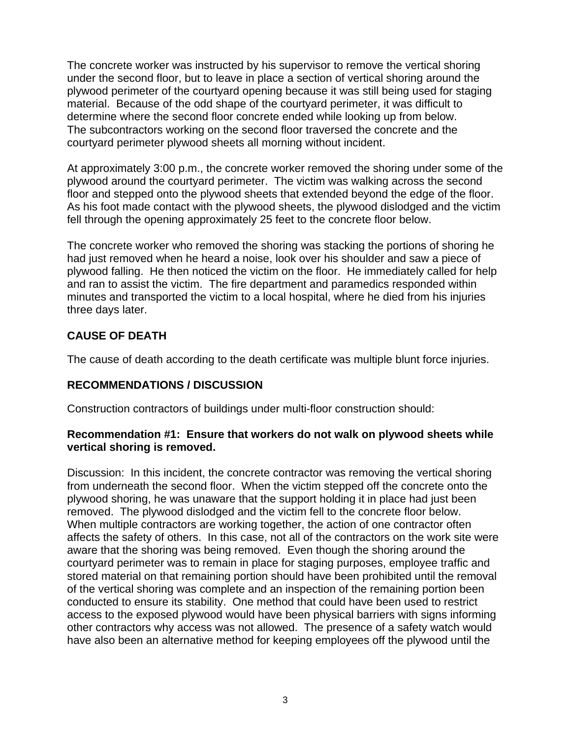The concrete worker was instructed by his supervisor to remove the vertical shoring under the second floor, but to leave in place a section of vertical shoring around the plywood perimeter of the courtyard opening because it was still being used for staging material. Because of the odd shape of the courtyard perimeter, it was difficult to determine where the second floor concrete ended while looking up from below. The subcontractors working on the second floor traversed the concrete and the courtyard perimeter plywood sheets all morning without incident.

At approximately 3:00 p.m., the concrete worker removed the shoring under some of the plywood around the courtyard perimeter. The victim was walking across the second floor and stepped onto the plywood sheets that extended beyond the edge of the floor. As his foot made contact with the plywood sheets, the plywood dislodged and the victim fell through the opening approximately 25 feet to the concrete floor below.

The concrete worker who removed the shoring was stacking the portions of shoring he had just removed when he heard a noise, look over his shoulder and saw a piece of plywood falling. He then noticed the victim on the floor. He immediately called for help and ran to assist the victim. The fire department and paramedics responded within minutes and transported the victim to a local hospital, where he died from his injuries three days later.

## CAUSE OF DEATH

The cause of death according to the death certificate was multiple blunt force injuries.

## RECOMMENDATIONS / DISCUSSION

Construction contractors of buildings under multi-floor construction should:

**Recommendation #1: Ensure that workers do not walk on plywood sheets while vertical shoring is removed.**

Discussion: In this incident, the concrete contractor was removing the vertical shoring from underneath the second floor. When the victim stepped off the concrete onto the plywood shoring, he was unaware that the support holding it in place had just been removed. The plywood dislodged and the victim fell to the concrete floor below. When multiple contractors are working together, the action of one contractor often affects the safety of others. In this case, not all of the contractors on the work site were aware that the shoring was being removed. Even though the shoring around the courtyard perimeter was to remain in place for staging purposes, employee traffic and stored material on that remaining portion should have been prohibited until the removal of the vertical shoring was complete and an inspection of the remaining portion been conducted to ensure its stability. One method that could have been used to restrict access to the exposed plywood would have been physical barriers with signs informing other contractors why access was not allowed. The presence of a safety watch would have also been an alternative method for keeping employees off the plywood until the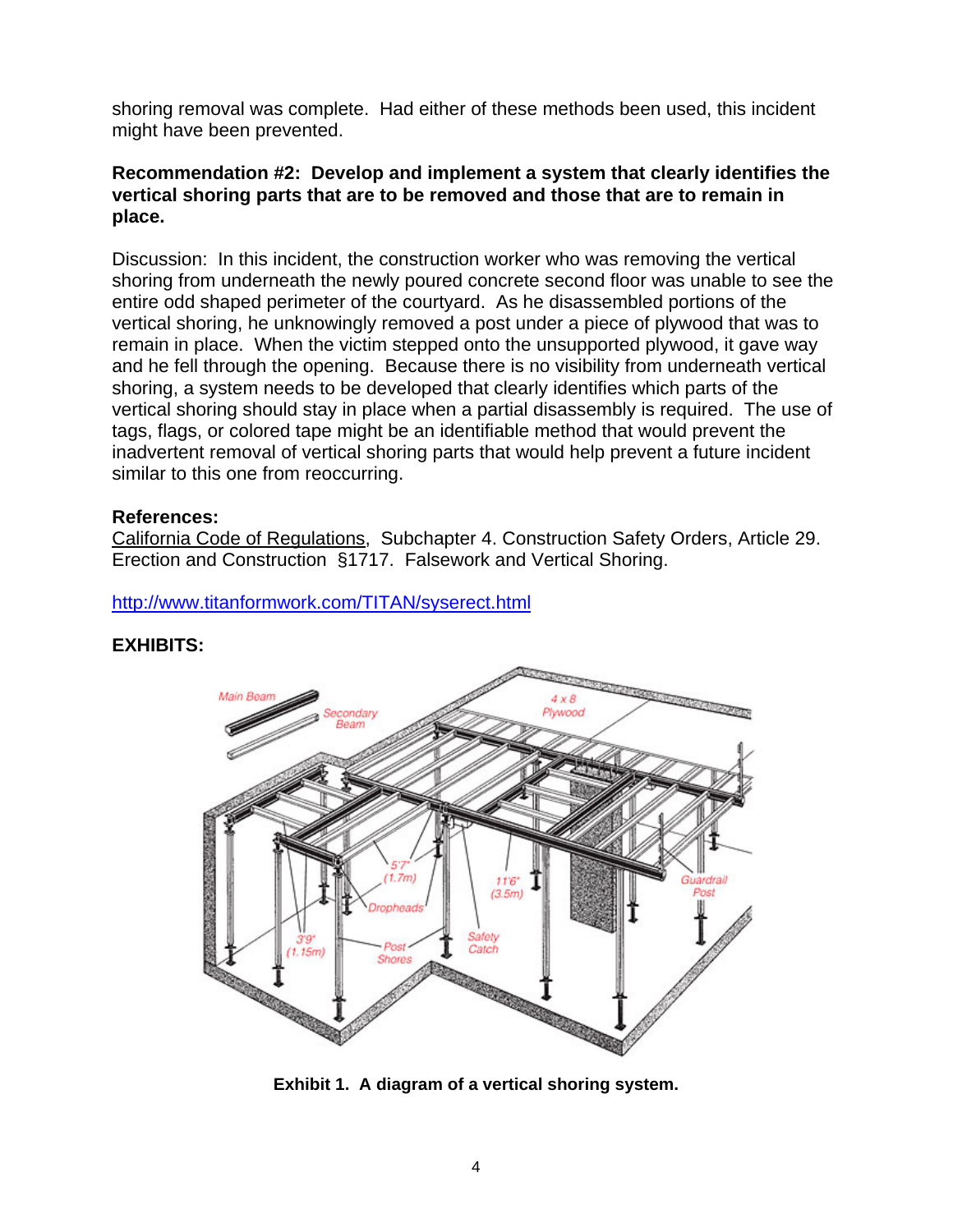shoring removal was complete. Had either of these methods been used, this incident might have been prevented.

**Recommendation #2: Develop and implement a system that clearly identifies the vertical shoring parts that are to be removed and those that are to remain in place.**

Discussion: In this incident, the construction worker who was removing the vertical shoring from underneath the newly poured concrete second floor was unable to see the entire odd shaped perimeter of the courtyard. As he disassembled portions of the vertical shoring, he unknowingly removed a post under a piece of plywood that was to remain in place. When the victim stepped onto the unsupported plywood, it gave way and he fell through the opening. Because there is no visibility from underneath vertical shoring, a system needs to be developed that clearly identifies which parts of the vertical shoring should stay in place when a partial disassembly is required. The use of tags, flags, or colored tape might be an identifiable method that would prevent the inadvertent removal of vertical shoring parts that would help prevent a future incident similar to this one from reoccurring.

**References:**

California Code of Regulations, Subchapter 4. Construction Safety Orders, Article 29. Erection and Construction §1717. Falsework and Vertical Shoring.

http://www.titanformwork.com/TITAN/syserect.html

**EXHIBITS:**

Main Beam
Secondary Beam
4 x 8 Plywood
5'7" (1.7m)
Dropheads
11'6" (3.5m)
Guardrail Post
3'9" (1.15m)
Post Shores
Safety Catch

**Exhibit 1. A diagram of a vertical shoring system.**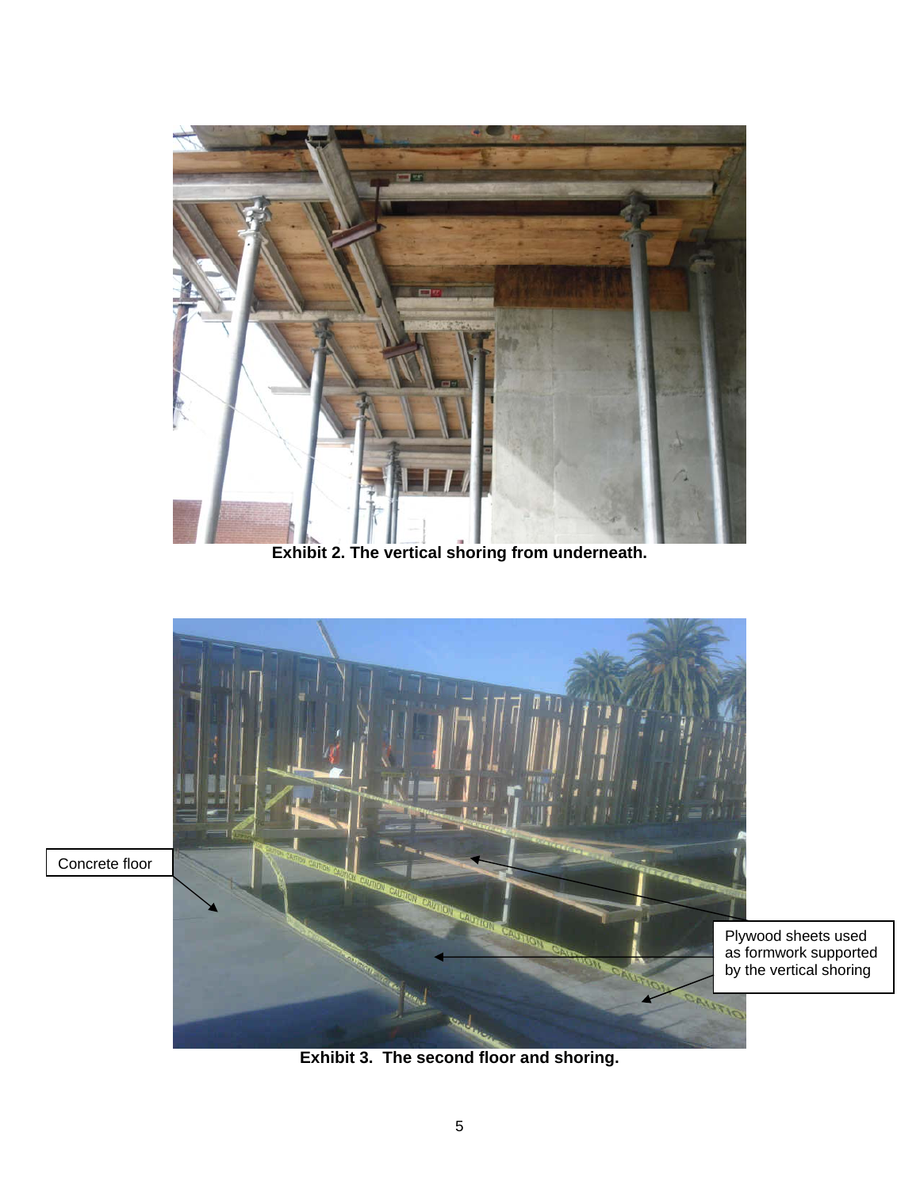Exhibit 2. The vertical shoring from underneath.

Concrete floor

Plywood sheets used as formwork supported by the vertical shoring

Exhibit 3. The second floor and shoring.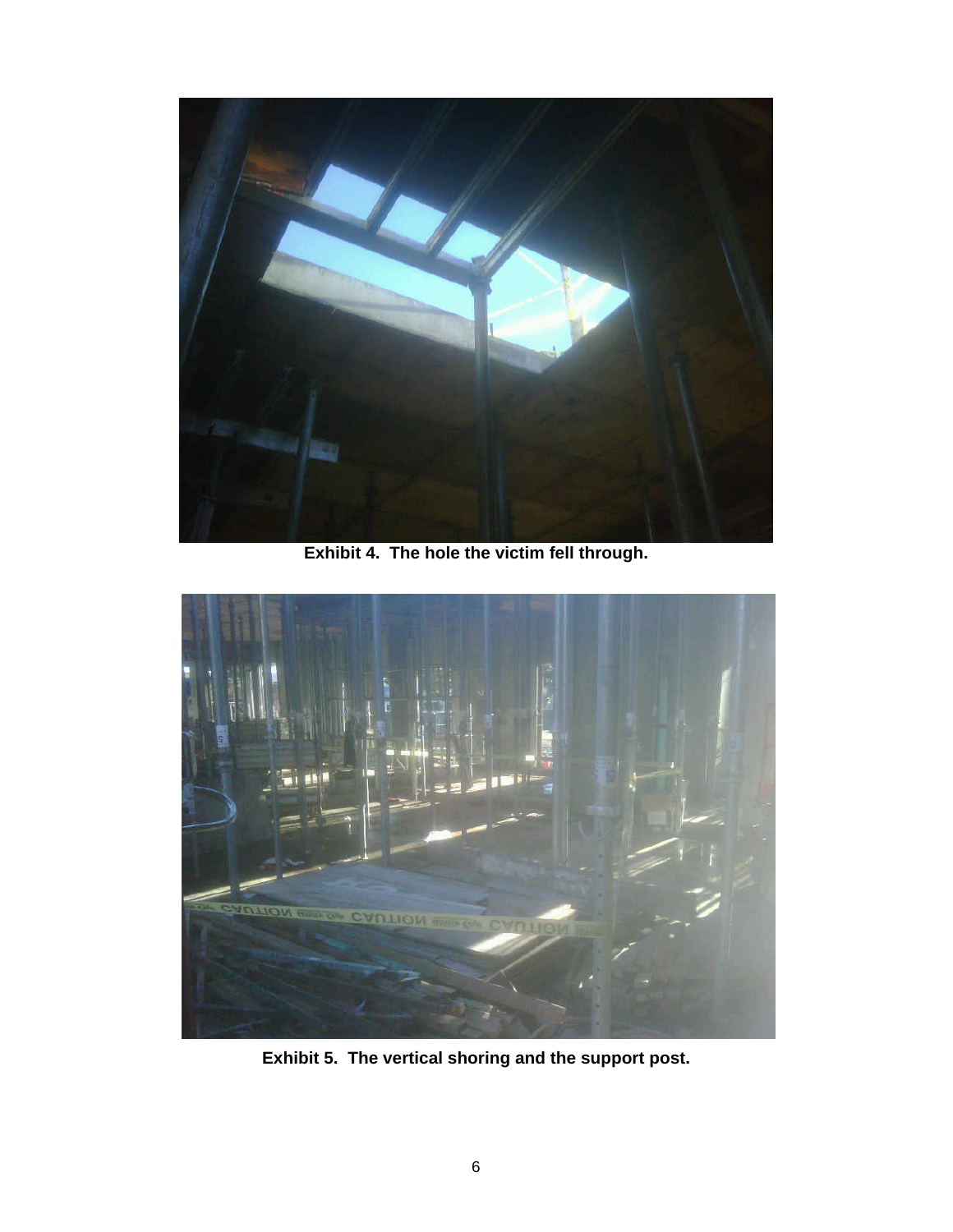**Exhibit 4. The hole the victim fell through.**

**Exhibit 5. The vertical shoring and the support post.**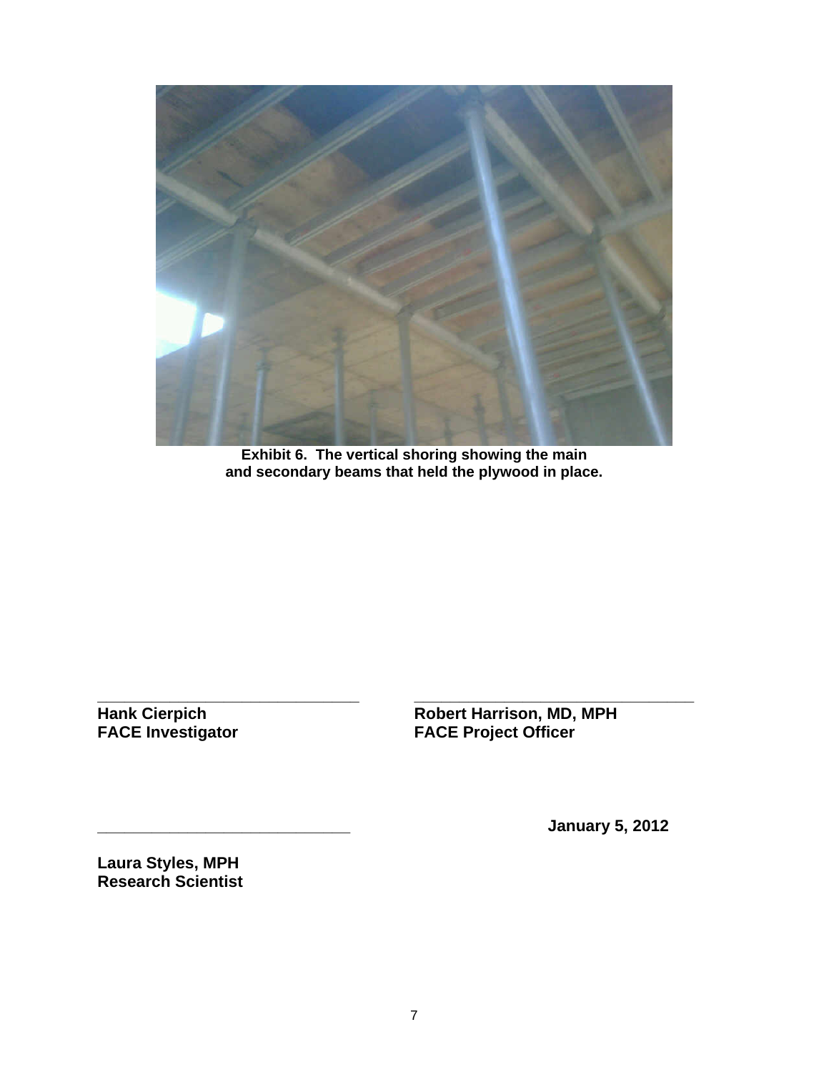**Exhibit 6. The vertical shoring showing the main and secondary beams that held the plywood in place.**

______________________________

**Hank Cierpich**
**FACE Investigator**

______________________________

**Robert Harrison, MD, MPH**
**FACE Project Officer**

______________________________

**January 5, 2012**

**Laura Styles, MPH**
**Research Scientist**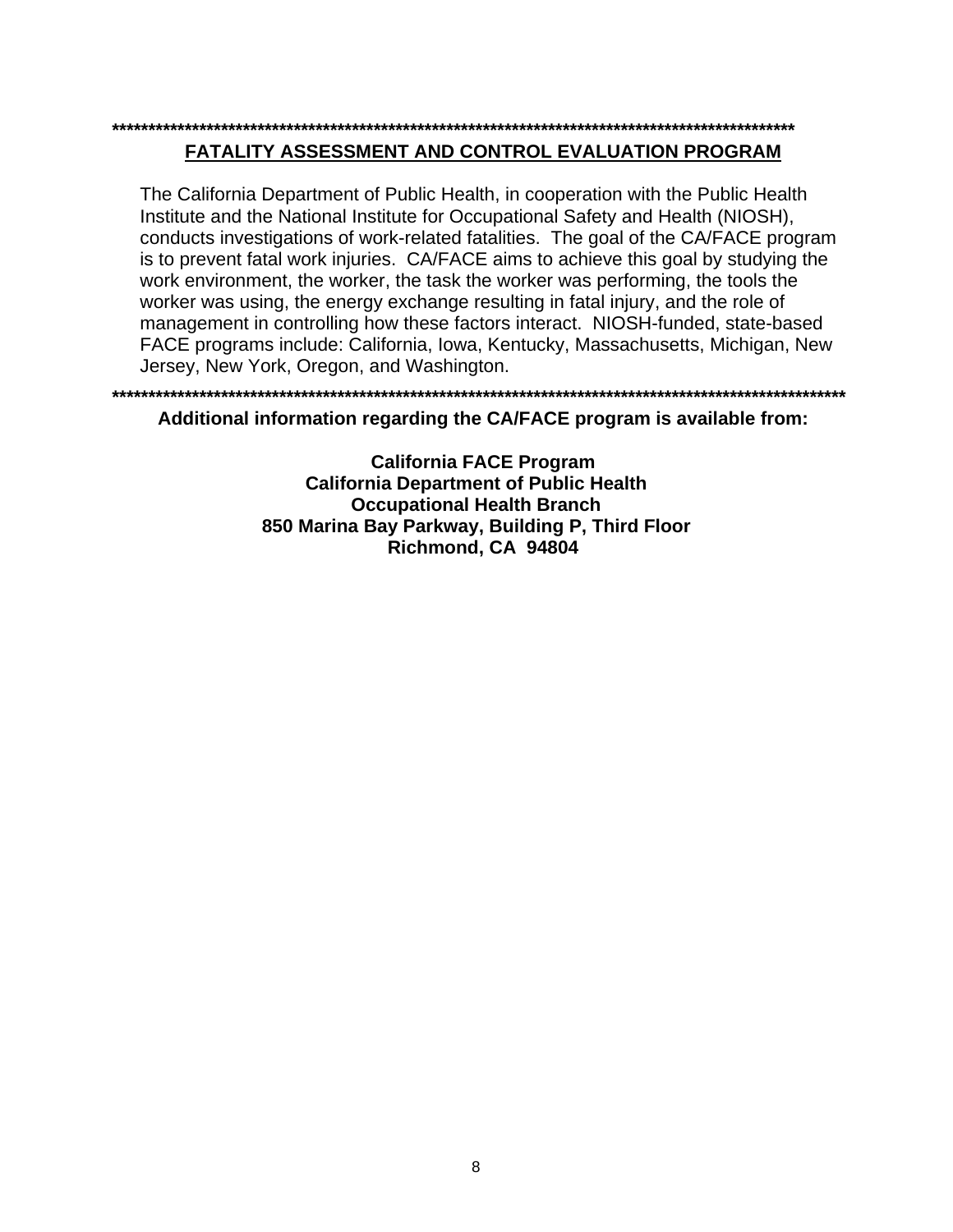****************************************************************************************************

## FATALITY ASSESSMENT AND CONTROL EVALUATION PROGRAM

The California Department of Public Health, in cooperation with the Public Health Institute and the National Institute for Occupational Safety and Health (NIOSH), conducts investigations of work-related fatalities. The goal of the CA/FACE program is to prevent fatal work injuries. CA/FACE aims to achieve this goal by studying the work environment, the worker, the task the worker was performing, the tools the worker was using, the energy exchange resulting in fatal injury, and the role of management in controlling how these factors interact. NIOSH-funded, state-based FACE programs include: California, Iowa, Kentucky, Massachusetts, Michigan, New Jersey, New York, Oregon, and Washington.

****************************************************************************************************

**Additional information regarding the CA/FACE program is available from:**

**California FACE Program**
**California Department of Public Health**
**Occupational Health Branch**
**850 Marina Bay Parkway, Building P, Third Floor**
**Richmond, CA 94804**